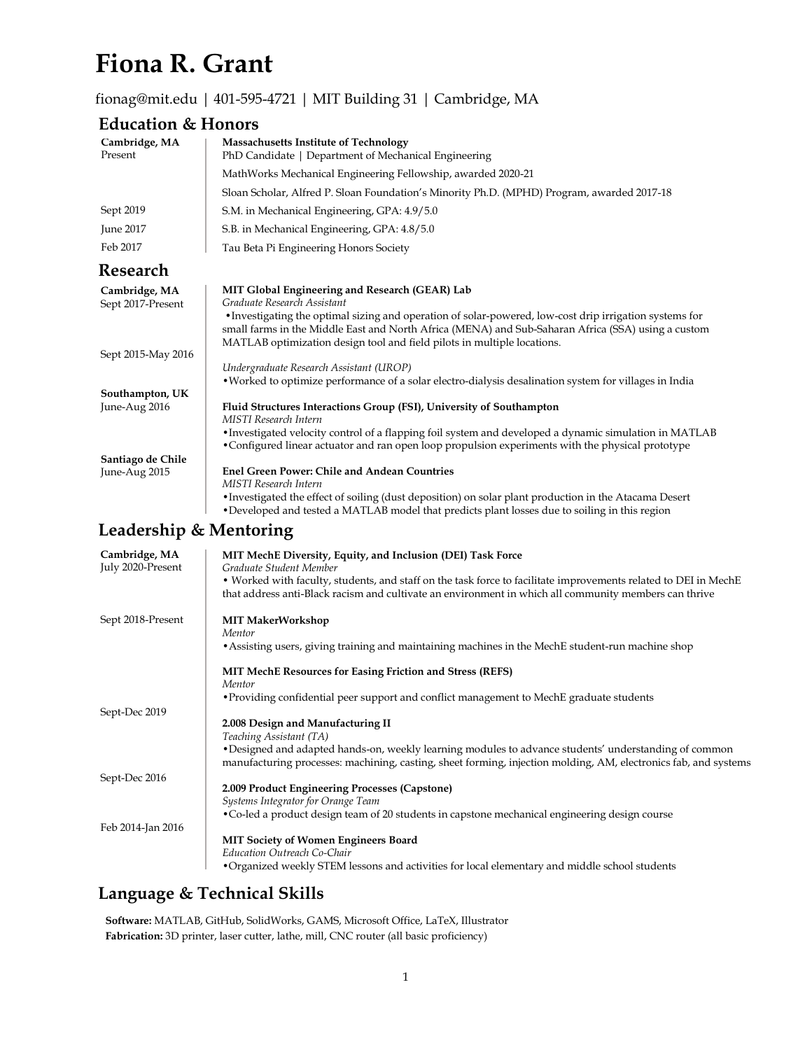# Fiona R. Grant

fionag@mit.edu | 401-595-4721 | MIT Building 31 | Cambridge, MA

## Education & Honors

**Cambridge, MA**
Present

**Massachusetts Institute of Technology**
PhD Candidate | Department of Mechanical Engineering

MathWorks Mechanical Engineering Fellowship, awarded 2020-21

Sloan Scholar, Alfred P. Sloan Foundation's Minority Ph.D. (MPHD) Program, awarded 2017-18

Sept 2019 — S.M. in Mechanical Engineering, GPA: 4.9/5.0

June 2017 — S.B. in Mechanical Engineering, GPA: 4.8/5.0

Feb 2017 — Tau Beta Pi Engineering Honors Society

## Research

**Cambridge, MA**
Sept 2017-Present

**MIT Global Engineering and Research (GEAR) Lab**
*Graduate Research Assistant*

- Investigating the optimal sizing and operation of solar-powered, low-cost drip irrigation systems for small farms in the Middle East and North Africa (MENA) and Sub-Saharan Africa (SSA) using a custom MATLAB optimization design tool and field pilots in multiple locations.

Sept 2015-May 2016

*Undergraduate Research Assistant (UROP)*

- Worked to optimize performance of a solar electro-dialysis desalination system for villages in India

**Southampton, UK**
June-Aug 2016

**Fluid Structures Interactions Group (FSI), University of Southampton**
*MISTI Research Intern*

- Investigated velocity control of a flapping foil system and developed a dynamic simulation in MATLAB
- Configured linear actuator and ran open loop propulsion experiments with the physical prototype

**Santiago de Chile**
June-Aug 2015

**Enel Green Power: Chile and Andean Countries**
*MISTI Research Intern*

- Investigated the effect of soiling (dust deposition) on solar plant production in the Atacama Desert
- Developed and tested a MATLAB model that predicts plant losses due to soiling in this region

## Leadership & Mentoring

**Cambridge, MA**
July 2020-Present

**MIT MechE Diversity, Equity, and Inclusion (DEI) Task Force**
*Graduate Student Member*

- Worked with faculty, students, and staff on the task force to facilitate improvements related to DEI in MechE that address anti-Black racism and cultivate an environment in which all community members can thrive

Sept 2018-Present

**MIT MakerWorkshop**
*Mentor*

- Assisting users, giving training and maintaining machines in the MechE student-run machine shop

**MIT MechE Resources for Easing Friction and Stress (REFS)**
*Mentor*

- Providing confidential peer support and conflict management to MechE graduate students

Sept-Dec 2019

**2.008 Design and Manufacturing II**
*Teaching Assistant (TA)*

- Designed and adapted hands-on, weekly learning modules to advance students' understanding of common manufacturing processes: machining, casting, sheet forming, injection molding, AM, electronics fab, and systems

Sept-Dec 2016

**2.009 Product Engineering Processes (Capstone)**
*Systems Integrator for Orange Team*

- Co-led a product design team of 20 students in capstone mechanical engineering design course

Feb 2014-Jan 2016

**MIT Society of Women Engineers Board**
*Education Outreach Co-Chair*

- Organized weekly STEM lessons and activities for local elementary and middle school students

## Language & Technical Skills

**Software:** MATLAB, GitHub, SolidWorks, GAMS, Microsoft Office, LaTeX, Illustrator
**Fabrication:** 3D printer, laser cutter, lathe, mill, CNC router (all basic proficiency)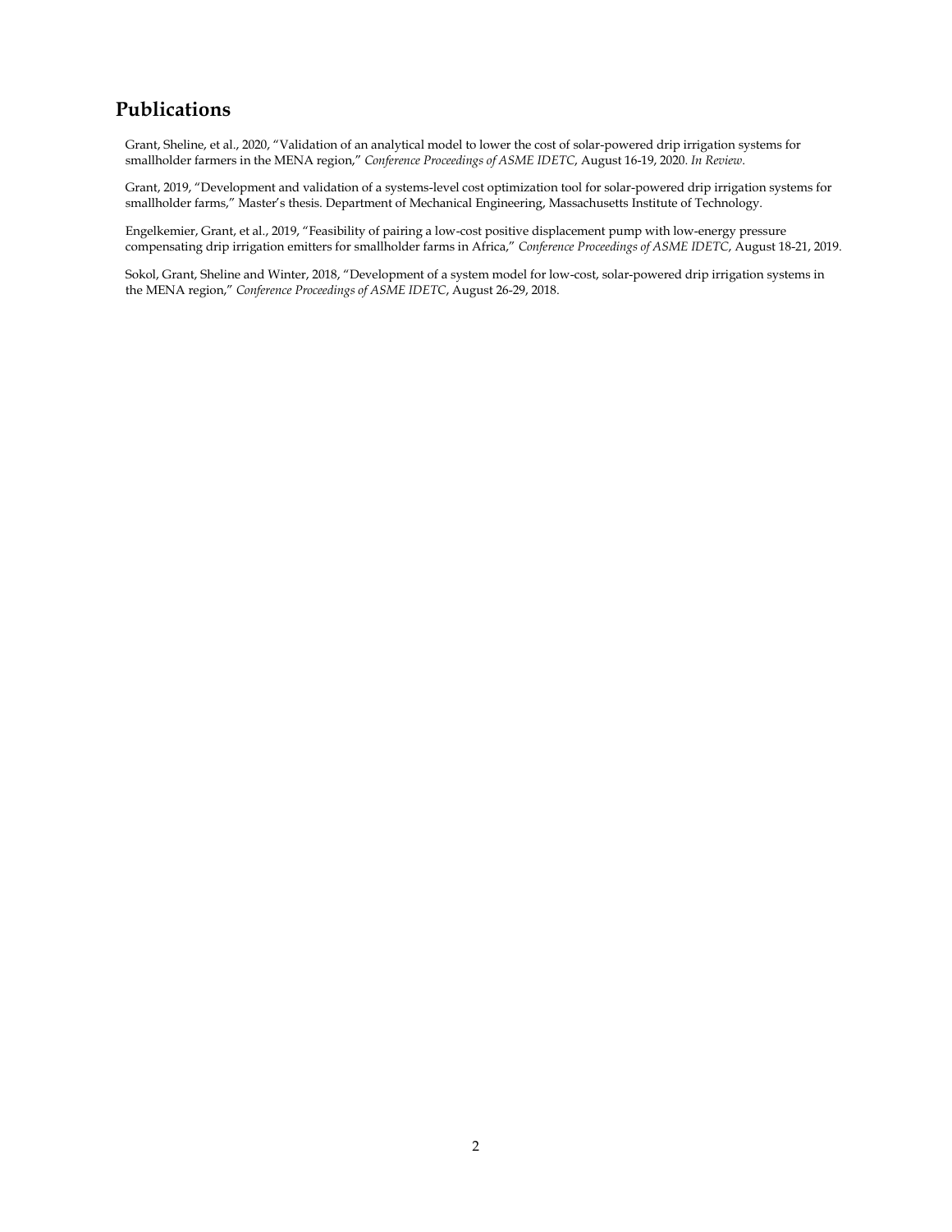## Publications

Grant, Sheline, et al., 2020, "Validation of an analytical model to lower the cost of solar-powered drip irrigation systems for smallholder farmers in the MENA region," *Conference Proceedings of ASME IDETC*, August 16-19, 2020. *In Review*.

Grant, 2019, "Development and validation of a systems-level cost optimization tool for solar-powered drip irrigation systems for smallholder farms," Master's thesis. Department of Mechanical Engineering, Massachusetts Institute of Technology.

Engelkemier, Grant, et al., 2019, "Feasibility of pairing a low-cost positive displacement pump with low-energy pressure compensating drip irrigation emitters for smallholder farms in Africa," *Conference Proceedings of ASME IDETC*, August 18-21, 2019.

Sokol, Grant, Sheline and Winter, 2018, "Development of a system model for low-cost, solar-powered drip irrigation systems in the MENA region," *Conference Proceedings of ASME IDETC*, August 26-29, 2018.